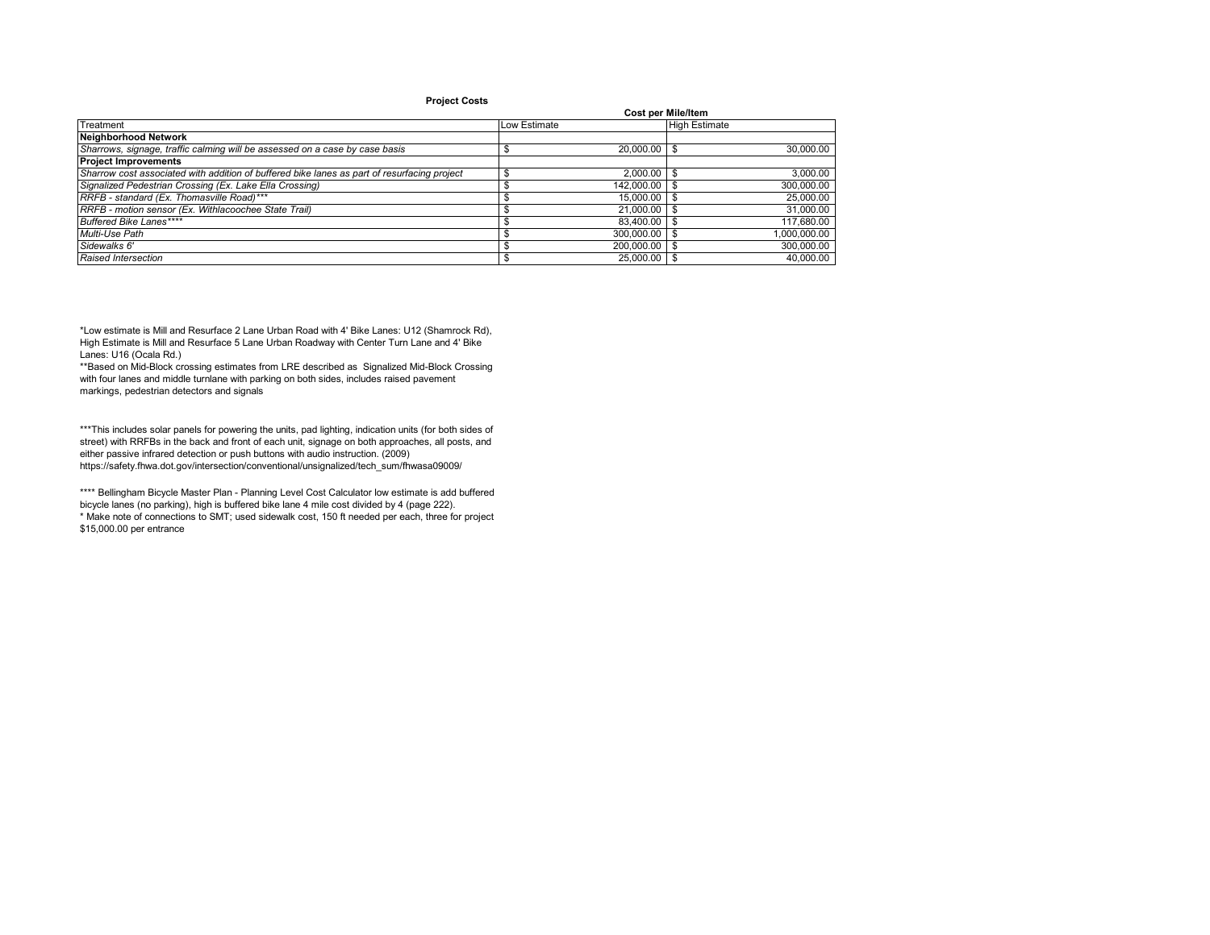**Project Costs**

| | Cost per Mile/Item | |
|---|---|---|
| Treatment | Low Estimate | High Estimate |
| **Neighborhood Network** | | |
| *Sharrows, signage, traffic calming will be assessed on a case by case basis* | $ 20,000.00 | $ 30,000.00 |
| **Project Improvements** | | |
| *Sharrow cost associated with addition of buffered bike lanes as part of resurfacing project* | $ 2,000.00 | $ 3,000.00 |
| *Signalized Pedestrian Crossing (Ex. Lake Ella Crossing)* | $ 142,000.00 | $ 300,000.00 |
| *RRFB - standard (Ex. Thomasville Road)**** | $ 15,000.00 | $ 25,000.00 |
| *RRFB - motion sensor (Ex. Withlacoochee State Trail)* | $ 21,000.00 | $ 31,000.00 |
| *Buffered Bike Lanes***** | $ 83,400.00 | $ 117,680.00 |
| *Multi-Use Path* | $ 300,000.00 | $ 1,000,000.00 |
| *Sidewalks 6'* | $ 200,000.00 | $ 300,000.00 |
| *Raised Intersection* | $ 25,000.00 | $ 40,000.00 |

*Low estimate is Mill and Resurface 2 Lane Urban Road with 4' Bike Lanes: U12 (Shamrock Rd), High Estimate is Mill and Resurface 5 Lane Urban Roadway with Center Turn Lane and 4' Bike Lanes: U16 (Ocala Rd.)

**Based on Mid-Block crossing estimates from LRE described as Signalized Mid-Block Crossing with four lanes and middle turnlane with parking on both sides, includes raised pavement markings, pedestrian detectors and signals

***This includes solar panels for powering the units, pad lighting, indication units (for both sides of street) with RRFBs in the back and front of each unit, signage on both approaches, all posts, and either passive infrared detection or push buttons with audio instruction. (2009) https://safety.fhwa.dot.gov/intersection/conventional/unsignalized/tech_sum/fhwasa09009/

**** Bellingham Bicycle Master Plan - Planning Level Cost Calculator low estimate is add buffered bicycle lanes (no parking), high is buffered bike lane 4 mile cost divided by 4 (page 222).

* Make note of connections to SMT; used sidewalk cost, 150 ft needed per each, three for project $15,000.00 per entrance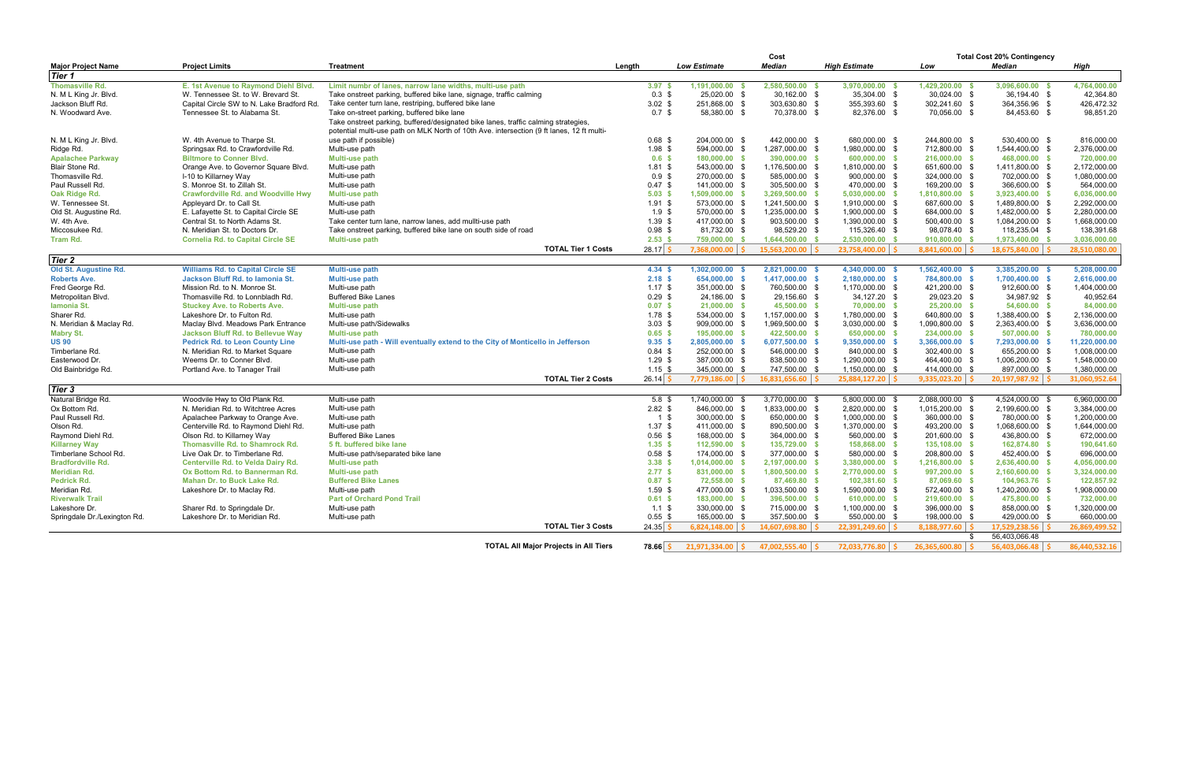| Major Project Name | Project Limits | Treatment | Length | Cost | | | Total Cost 20% Contingency | | |
|---|---|---|---|---|---|---|---|---|---|
| | | | | Low Estimate | Median | High Estimate | Low | Median | High |
| **Tier 1** | | | | | | | | | |
| Thomasville Rd. | E. 1st Avenue to Raymond Diehl Blvd. | Limit numbr of lanes, narrow lane widths, multi-use path | 3.97 | $ 1,191,000.00 | $ 2,580,500.00 | $ 3,970,000.00 | $ 1,429,200.00 | $ 3,096,600.00 | $ 4,764,000.00 |
| N. M L King Jr. Blvd. | W. Tennessee St. to W. Brevard St. | Take onstreet parking, buffered bike lane, signage, traffic calming | 0.3 | $ 25,020.00 | $ 30,162.00 | $ 35,304.00 | $ 30,024.00 | $ 36,194.40 | $ 42,364.80 |
| Jackson Bluff Rd. | Capital Circle SW to N. Lake Bradford Rd. | Take center turn lane, restriping, buffered bike lane | 3.02 | $ 251,868.00 | $ 303,630.80 | $ 355,393.60 | $ 302,241.60 | $ 364,356.96 | $ 426,472.32 |
| N. Woodward Ave. | Tennessee St. to Alabama St. | Take on-street parking, buffered bike lane | 0.7 | $ 58,380.00 | $ 70,378.00 | $ 82,376.00 | $ 70,056.00 | $ 84,453.60 | $ 98,851.20 |
| N. M L King Jr. Blvd. | W. 4th Avenue to Tharpe St. | Take onstreet parking, buffered/designated bike lanes, traffic calming strategies, potential multi-use path on MLK North of 10th Ave. intersection (9 ft lanes, 12 ft multi-use path if possible) | 0.68 | $ 204,000.00 | $ 442,000.00 | $ 680,000.00 | $ 244,800.00 | $ 530,400.00 | $ 816,000.00 |
| Ridge Rd. | Springsax Rd. to Crawfordville Rd. | Multi-use path | 1.98 | $ 594,000.00 | $ 1,287,000.00 | $ 1,980,000.00 | $ 712,800.00 | $ 1,544,400.00 | $ 2,376,000.00 |
| Apalachee Parkway | Biltmore to Conner Blvd. | Multi-use path | 0.6 | $ 180,000.00 | $ 390,000.00 | $ 600,000.00 | $ 216,000.00 | $ 468,000.00 | $ 720,000.00 |
| Blair Stone Rd. | Orange Ave. to Governor Square Blvd. | Multi-use path | 1.81 | $ 543,000.00 | $ 1,176,500.00 | $ 1,810,000.00 | $ 651,600.00 | $ 1,411,800.00 | $ 2,172,000.00 |
| Thomasville Rd. | I-10 to Killarney Way | Multi-use path | 0.9 | $ 270,000.00 | $ 585,000.00 | $ 900,000.00 | $ 324,000.00 | $ 702,000.00 | $ 1,080,000.00 |
| Paul Russell Rd. | S. Monroe St. to Zillah St. | Multi-use path | 0.47 | $ 141,000.00 | $ 305,500.00 | $ 470,000.00 | $ 169,200.00 | $ 366,600.00 | $ 564,000.00 |
| Oak Ridge Rd. | Crawfordville Rd. and Woodville Hwy | Multi-use path | 5.03 | $ 1,509,000.00 | $ 3,269,500.00 | $ 5,030,000.00 | $ 1,810,800.00 | $ 3,923,400.00 | $ 6,036,000.00 |
| W. Tennessee St. | Appleyard Dr. to Call St. | Multi-use path | 1.91 | $ 573,000.00 | $ 1,241,500.00 | $ 1,910,000.00 | $ 687,600.00 | $ 1,489,800.00 | $ 2,292,000.00 |
| Old St. Augustine Rd. | E. Lafayette St. to Capital Circle SE | Multi-use path | 1.9 | $ 570,000.00 | $ 1,235,000.00 | $ 1,900,000.00 | $ 684,000.00 | $ 1,482,000.00 | $ 2,280,000.00 |
| W. 4th Ave. | Central St. to North Adams St. | Take center turn lane, narrow lanes, add multi-use path | 1.39 | $ 417,000.00 | $ 903,500.00 | $ 1,390,000.00 | $ 500,400.00 | $ 1,084,200.00 | $ 1,668,000.00 |
| Miccosukee Rd. | N. Meridian St. to Doctors Dr. | Take onstreet parking, buffered bike lane on south side of road | 0.98 | $ 81,732.00 | $ 98,529.20 | $ 115,326.40 | $ 98,078.40 | $ 118,235.04 | $ 138,391.68 |
| Tram Rd. | Cornelia Rd. to Capital Circle SE | Multi-use path | 2.53 | $ 759,000.00 | $ 1,644,500.00 | $ 2,530,000.00 | $ 910,800.00 | $ 1,973,400.00 | $ 3,036,000.00 |
| | | **TOTAL Tier 1 Costs** | 28.17 | $ 7,368,000.00 | $ 15,563,200.00 | $ 23,758,400.00 | $ 8,841,600.00 | $ 18,675,840.00 | $ 28,510,080.00 |
| **Tier 2** | | | | | | | | | |
| Old St. Augustine Rd. | Williams Rd. to Capital Circle SE | Multi-use path | 4.34 | $ 1,302,000.00 | $ 2,821,000.00 | $ 4,340,000.00 | $ 1,562,400.00 | $ 3,385,200.00 | $ 5,208,000.00 |
| Roberts Ave. | Jackson Bluff Rd. to Iamonia St. | Multi-use path | 2.18 | $ 654,000.00 | $ 1,417,000.00 | $ 2,180,000.00 | $ 784,800.00 | $ 1,700,400.00 | $ 2,616,000.00 |
| Fred George Rd. | Mission Rd. to N. Monroe St. | Multi-use path | 1.17 | $ 351,000.00 | $ 760,500.00 | $ 1,170,000.00 | $ 421,200.00 | $ 912,600.00 | $ 1,404,000.00 |
| Metropolitan Blvd. | Thomasville Rd. to Lonnbladh Rd. | Buffered Bike Lanes | 0.29 | $ 24,186.00 | $ 29,156.60 | $ 34,127.20 | $ 29,023.20 | $ 34,987.92 | $ 40,952.64 |
| Iamonia St. | Stuckey Ave. to Roberts Ave. | Multi-use path | 0.07 | $ 21,000.00 | $ 45,500.00 | $ 70,000.00 | $ 25,200.00 | $ 54,600.00 | $ 84,000.00 |
| Sharer Rd. | Lakeshore Dr. to Fulton Rd. | Multi-use path | 1.78 | $ 534,000.00 | $ 1,157,000.00 | $ 1,780,000.00 | $ 640,800.00 | $ 1,388,400.00 | $ 2,136,000.00 |
| N. Meridian & Maclay Rd. | Maclay Blvd. Meadows Park Entrance | Multi-use path/Sidewalks | 3.03 | $ 909,000.00 | $ 1,969,500.00 | $ 3,030,000.00 | $ 1,090,800.00 | $ 2,363,400.00 | $ 3,636,000.00 |
| Mabry St. | Jackson Bluff Rd. to Bellevue Way | Multi-use path | 0.65 | $ 195,000.00 | $ 422,500.00 | $ 650,000.00 | $ 234,000.00 | $ 507,000.00 | $ 780,000.00 |
| US 90 | Pedrick Rd. to Leon County Line | Multi-use path - Will eventually extend to the City of Monticello in Jefferson | 9.35 | $ 2,805,000.00 | $ 6,077,500.00 | $ 9,350,000.00 | $ 3,366,000.00 | $ 7,293,000.00 | $ 11,220,000.00 |
| Timberlane Rd. | N. Meridian Rd. to Market Square | Multi-use path | 0.84 | $ 252,000.00 | $ 546,000.00 | $ 840,000.00 | $ 302,400.00 | $ 655,200.00 | $ 1,008,000.00 |
| Easterwood Dr. | Weems Dr. to Conner Blvd. | Multi-use path | 1.29 | $ 387,000.00 | $ 838,500.00 | $ 1,290,000.00 | $ 464,400.00 | $ 1,006,200.00 | $ 1,548,000.00 |
| Old Bainbridge Rd. | Portland Ave. to Tanager Trail | Multi-use path | 1.15 | $ 345,000.00 | $ 747,500.00 | $ 1,150,000.00 | $ 414,000.00 | $ 897,000.00 | $ 1,380,000.00 |
| | | **TOTAL Tier 2 Costs** | 26.14 | $ 7,779,186.00 | $ 16,831,656.60 | $ 25,884,127.20 | $ 9,335,023.20 | $ 20,197,987.92 | $ 31,060,952.64 |
| **Tier 3** | | | | | | | | | |
| Natural Bridge Rd. | Woodvile Hwy to Old Plank Rd. | Multi-use path | 5.8 | $ 1,740,000.00 | $ 3,770,000.00 | $ 5,800,000.00 | $ 2,088,000.00 | $ 4,524,000.00 | $ 6,960,000.00 |
| Ox Bottom Rd. | N. Meridian Rd. to Witchtree Acres | Multi-use path | 2.82 | $ 846,000.00 | $ 1,833,000.00 | $ 2,820,000.00 | $ 1,015,200.00 | $ 2,199,600.00 | $ 3,384,000.00 |
| Paul Russell Rd. | Apalachee Parkway to Orange Ave. | Multi-use path | 1 | $ 300,000.00 | $ 650,000.00 | $ 1,000,000.00 | $ 360,000.00 | $ 780,000.00 | $ 1,200,000.00 |
| Olson Rd. | Centerville Rd. to Raymond Diehl Rd. | Multi-use path | 1.37 | $ 411,000.00 | $ 890,500.00 | $ 1,370,000.00 | $ 493,200.00 | $ 1,068,600.00 | $ 1,644,000.00 |
| Raymond Diehl Rd. | Olson Rd. to Killarney Way | Buffered Bike Lanes | 0.56 | $ 168,000.00 | $ 364,000.00 | $ 560,000.00 | $ 201,600.00 | $ 436,800.00 | $ 672,000.00 |
| Killarney Way | Thomasville Rd. to Shamrock Rd. | 5 ft. buffered bike lane | 1.35 | $ 112,590.00 | $ 135,729.00 | $ 158,868.00 | $ 135,108.00 | $ 162,874.80 | $ 190,641.60 |
| Timberlane School Rd. | Live Oak Dr. to Timberlane Rd. | Multi-use path/separated bike lane | 0.58 | $ 174,000.00 | $ 377,000.00 | $ 580,000.00 | $ 208,800.00 | $ 452,400.00 | $ 696,000.00 |
| Bradfordville Rd. | Centerville Rd. to Velda Dairy Rd. | Multi-use path | 3.38 | $ 1,014,000.00 | $ 2,197,000.00 | $ 3,380,000.00 | $ 1,216,800.00 | $ 2,636,400.00 | $ 4,056,000.00 |
| Meridian Rd. | Ox Bottom Rd. to Bannerman Rd. | Multi-use path | 2.77 | $ 831,000.00 | $ 1,800,500.00 | $ 2,770,000.00 | $ 997,200.00 | $ 2,160,600.00 | $ 3,324,000.00 |
| Pedrick Rd. | Mahan Dr. to Buck Lake Rd. | Buffered Bike Lanes | 0.87 | $ 72,558.00 | $ 87,469.80 | $ 102,381.60 | $ 87,069.60 | $ 104,963.76 | $ 122,857.92 |
| Meridian Rd. | Lakeshore Dr. to Maclay Rd. | Multi-use path | 1.59 | $ 477,000.00 | $ 1,033,500.00 | $ 1,590,000.00 | $ 572,400.00 | $ 1,240,200.00 | $ 1,908,000.00 |
| Riverwalk Trail | | Part of Orchard Pond Trail | 0.61 | $ 183,000.00 | $ 396,500.00 | $ 610,000.00 | $ 219,600.00 | $ 475,800.00 | $ 732,000.00 |
| Lakeshore Dr. | Sharer Rd. to Springdale Dr. | Multi-use path | 1.1 | $ 330,000.00 | $ 715,000.00 | $ 1,100,000.00 | $ 396,000.00 | $ 858,000.00 | $ 1,320,000.00 |
| Springdale Dr./Lexington Rd. | Lakeshore Dr. to Meridian Rd. | Multi-use path | 0.55 | $ 165,000.00 | $ 357,500.00 | $ 550,000.00 | $ 198,000.00 | $ 429,000.00 | $ 660,000.00 |
| | | **TOTAL Tier 3 Costs** | 24.35 | $ 6,824,148.00 | $ 14,607,698.80 | $ 22,391,249.60 | $ 8,188,977.60 | $ 17,529,238.56 | $ 26,869,499.52 |
| | | | | | | | | $ 56,403,066.48 | |
| | | **TOTAL All Major Projects in All Tiers** | 78.66 | $ 21,971,334.00 | $ 47,002,555.40 | $ 72,033,776.80 | $ 26,365,600.80 | $ 56,403,066.48 | $ 86,440,532.16 |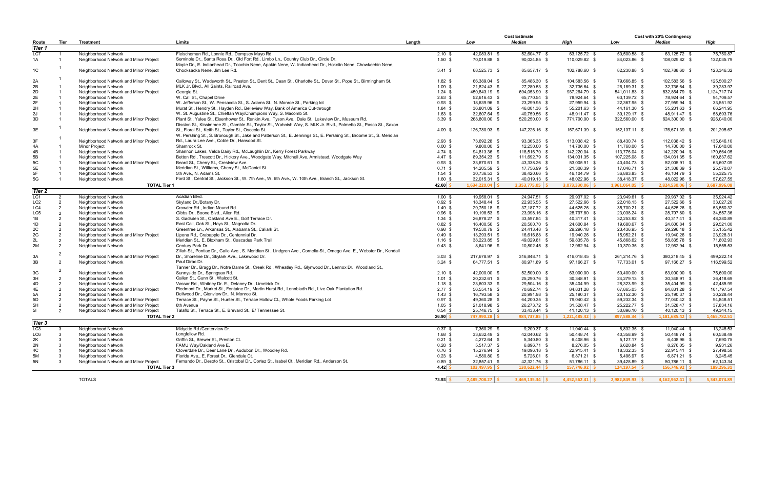| Route | Tier | Treatment | Limits | Length | Cost Estimate Low | Cost Estimate Median | Cost Estimate High | Cost with 20% Contingency Low | Cost with 20% Contingency Median | Cost with 20% Contingency High |
|---|---|---|---|---|---|---|---|---|---|---|
| **Tier 1** | | | | | | | | | | |
| LC7 | 1 | Neighborhood Network | Fleischeman Rd., Lonnie Rd., Dempsey Mayo Rd. | 2.10 | $ 42,083.81 | $ 52,604.77 | $ 63,125.72 | $ 50,500.58 | $ 63,125.72 | $ 75,750.87 |
| 1A | 1 | Neighborhood Network and Minor Project | Seminole Dr., Santa Rosa Dr., Old Fort Rd., Limbo Ln., Country Club Dr., Circle Dr. | 1.50 | $ 70,019.88 | $ 90,024.85 | $ 110,029.82 | $ 84,023.86 | $ 108,029.82 | $ 132,035.79 |
| 1C | 1 | Neighborhood Network and Minor Project | Maple Dr., E. Indianhead Dr., Toochin Nene, Apakin Nene, W. Indianhead Dr., Hokolin Nene, Chowkeebin Nene, Chocksacka Nene, Jim Lee Rd. | 3.41 | $ 68,525.73 | $ 85,657.17 | $ 102,788.60 | $ 82,230.88 | $ 102,788.60 | $ 123,346.32 |
| 2A | 1 | Neighborhood Network and Minor Project | Calloway St., Wadsworth St., Preston St., Dent St., Dean St., Charlotte St., Dover St., Pope St., Birmingham St. | 1.82 | $ 66,389.04 | $ 85,486.30 | $ 104,583.56 | $ 79,666.85 | $ 102,583.56 | $ 125,500.27 |
| 2B | 1 | Neighborhood Network | MLK Jr. Blvd., All Saints, Railroad Ave. | 1.09 | $ 21,824.43 | $ 27,280.53 | $ 32,736.64 | $ 26,189.31 | $ 32,736.64 | $ 39,283.97 |
| 2D | 1 | Neighborhood Network and Minor Project | Georgia St. | 1.24 | $ 450,843.19 | $ 694,053.99 | $ 937,264.79 | $ 541,011.83 | $ 832,864.79 | $ 1,124,717.74 |
| 2E | 1 | Neighborhood Network | W. Call St., Chapel Drive | 2.63 | $ 52,616.43 | $ 65,770.54 | $ 78,924.64 | $ 63,139.72 | $ 78,924.64 | $ 94,709.57 |
| 2F | 1 | Neighborhood Network | W. Jefferson St., W. Pensacola St., S. Adams St., N. Monroe St., Parking lot | 0.93 | $ 18,639.96 | $ 23,299.95 | $ 27,959.94 | $ 22,367.95 | $ 27,959.94 | $ 33,551.92 |
| 2H | 1 | Neighborhood Network | Murat St., Hendry St., Hayden Rd., Belleview Way, Bank of America Cut-through | 1.84 | $ 36,801.09 | $ 46,001.36 | $ 55,201.63 | $ 44,161.30 | $ 55,201.63 | $ 66,241.95 |
| 2J | 1 | Neighborhood Network | W. St. Augustine St., Chieftan Way/Champions Way, S. Macomb St. | 1.63 | $ 32,607.64 | $ 40,759.56 | $ 48,911.47 | $ 39,129.17 | $ 48,911.47 | $ 58,693.76 |
| 3D | 1 | Neighborhood Network and Minor Project | Plant St., Yulee St., Eisenhower St., Rankin Ave., Tyson Ave., Dale St., Lakeview Dr., Museum Rd. | 3.39 | $ 268,800.00 | $ 520,250.00 | $ 771,700.00 | $ 322,560.00 | $ 624,300.00 | $ 926,040.00 |
| 3E | 1 | Neighborhood Network and Minor Project | Disston St., Kissimmee St., Gamble St., Taylor St., Wahnish Way, S. MLK Jr. Blvd., Palmetto St., Pasco St., Saxon St., Floral St., Keith St., Taylor St., Osceola St. | 4.09 | $ 126,780.93 | $ 147,226.16 | $ 167,671.39 | $ 152,137.11 | $ 176,671.39 | $ 201,205.67 |
| 3F | 1 | Neighborhood Network and Minor Project | W. Pershing St., S. Bronough St., Jake and Patterson St., E. Jennings St., E. Pershing St., Broome St., S. Meridian Rd., Laura Lee Ave., Coble Dr., Harwood St. | 2.93 | $ 73,692.28 | $ 93,365.35 | $ 113,038.42 | $ 88,430.74 | $ 112,038.42 | $ 135,646.10 |
| 4A | 1 | Minor Project | Shamrock St. | 0.00 | $ 9,800.00 | $ 12,250.00 | $ 14,700.00 | $ 11,760.00 | $ 14,700.00 | $ 17,640.00 |
| 4B | 1 | Neighborhood Network | Shannon Lakes, Velda Dairy Rd., McLaughlin Dr., Kerry Forest Parkway | 4.74 | $ 94,813.36 | $ 118,516.70 | $ 142,220.04 | $ 113,776.04 | $ 142,220.04 | $ 170,664.05 |
| 5B | 1 | Neighborhood Network | Betton Rd., Trescott Dr., Hickory Ave., Woodgate Way, Mitchell Ave, Armistead, Woodgate Way | 4.47 | $ 89,354.23 | $ 111,692.79 | $ 134,031.35 | $ 107,225.08 | $ 134,031.35 | $ 160,837.62 |
| 5C | 1 | Neighborhood Network and Minor Project | Beard St., Cherry St., Crestview Ave. | 0.93 | $ 33,670.61 | $ 43,338.26 | $ 53,005.91 | $ 40,404.73 | $ 52,005.91 | $ 63,607.09 |
| 5E | 1 | Neighborhood Network | Meridian St., Williams, Cherry St., McDaniel St. | 0.71 | $ 14,205.59 | $ 17,756.99 | $ 21,308.39 | $ 17,046.71 | $ 21,308.39 | $ 25,570.07 |
| 5F | 1 | Neighborhood Network | 5th Ave., N. Adams St. | 1.54 | $ 30,736.53 | $ 38,420.66 | $ 46,104.79 | $ 36,883.83 | $ 46,104.79 | $ 55,325.75 |
| 5G | 1 | Neighborhood Network | Ford St., Central St., Jackson St., W. 7th Ave., W. 6th Ave., W. 10th Ave., Branch St., Jackson St. | 1.60 | $ 32,015.31 | $ 40,019.13 | $ 48,022.96 | $ 38,418.37 | $ 48,022.96 | $ 57,627.55 |
| | | **TOTAL Tier 1** | | **42.60** | $ 1,634,220.04 | $ 2,353,775.05 | $ 3,073,330.06 | $ 1,961,064.05 | $ 2,824,530.06 | $ 3,687,996.08 |
| **Tier 2** | | | | | | | | | | |
| LC1 | 2 | Neighborhood Network | Acadian Blvd. | 1.00 | $ 19,958.01 | $ 24,947.51 | $ 29,937.02 | $ 23,949.61 | $ 29,937.02 | $ 35,924.42 |
| LC2 | 2 | Neighborhood Network | Skyland Dr./Botany Dr. | 0.92 | $ 18,348.44 | $ 22,935.55 | $ 27,522.66 | $ 22,018.13 | $ 27,522.66 | $ 33,027.20 |
| LC4 | 2 | Neighborhood Network | Crowder Rd., Indian Mound Rd. | 1.49 | $ 29,750.18 | $ 37,187.72 | $ 44,625.26 | $ 35,700.21 | $ 44,625.26 | $ 53,550.32 |
| LC5 | 2 | Neighborhood Network | Gibbs Dr., Boone Blvd., Allen Rd. | 0.96 | $ 19,198.53 | $ 23,998.16 | $ 28,797.80 | $ 23,038.24 | $ 28,797.80 | $ 34,557.36 |
| 1B | 2 | Neighborhood Network | S. Gadsden St., Oakland Ave E., Golf Terrace Dr. | 1.34 | $ 26,878.27 | $ 33,597.84 | $ 40,317.41 | $ 32,253.92 | $ 40,317.41 | $ 48,380.89 |
| 1D | 2 | Neighborhood Network | East Call, Oak St., Hays St., Magnolia Dr. | 0.82 | $ 16,400.56 | $ 20,500.70 | $ 24,600.84 | $ 19,680.67 | $ 24,600.84 | $ 29,521.00 |
| 2C | 2 | Neighborhood Network | Greentree Ln., Arkansas St., Alabama St., Caliark St. | 0.98 | $ 19,530.79 | $ 24,413.48 | $ 29,296.18 | $ 23,436.95 | $ 29,296.18 | $ 35,155.42 |
| 2G | 2 | Neighborhood Network and Minor Project | Lipona Rd., Crabapple Dr., Centennial Dr. | 0.49 | $ 13,293.51 | $ 16,616.88 | $ 19,940.26 | $ 15,952.21 | $ 19,940.26 | $ 23,928.31 |
| 2L | 2 | Neighborhood Network | Meridian St., E. Bloxham St., Cascades Park Trail | 1.16 | $ 38,223.85 | $ 49,029.81 | $ 59,835.78 | $ 45,868.62 | $ 58,835.78 | $ 71,802.93 |
| 2M | 2 | Neighborhood Network | Century Park Dr. | 0.43 | $ 8,641.96 | $ 10,802.45 | $ 12,962.94 | $ 10,370.35 | $ 12,962.94 | $ 15,555.53 |
| 3A | 2 | Neighborhood Network and Minor Project | Zillah St., Pontiac Dr., Gaile Ave., S. Meridian St., Lindgren Ave., Cornelia St., Omega Ave. E., Webster Dr., Kendall Dr., Shoreline Dr., Skylark Ave., Lakewood Dr. | 3.03 | $ 217,678.97 | $ 316,848.71 | $ 416,018.45 | $ 261,214.76 | $ 380,218.45 | $ 499,222.14 |
| 3B | 2 | Neighborhood Network | Paul Dirac Dr. | 3.24 | $ 64,777.51 | $ 80,971.89 | $ 97,166.27 | $ 77,733.01 | $ 97,166.27 | $ 116,599.52 |
| 3G | 2 | Neighborhood Network | Tanner Dr., Bragg Dr., Notre Dame St., Creek Rd., Wheatley Rd., Glynwood Dr., Lennox Dr., Woodland St., Sunnyside Dr., Springsax Rd. | 2.10 | $ 42,000.00 | $ 52,500.00 | $ 63,000.00 | $ 50,400.00 | $ 63,000.00 | $ 75,600.00 |
| 3H | 2 | Neighborhood Network | Callen St., Gunn St., Walcott St. | 1.01 | $ 20,232.61 | $ 25,290.76 | $ 30,348.91 | $ 24,279.13 | $ 30,348.91 | $ 36,418.69 |
| 4D | 2 | Neighborhood Network | Vassar Rd., Whitney Dr. E., Delaney Dr., Limetrick Dr. | 1.18 | $ 23,603.33 | $ 29,504.16 | $ 35,404.99 | $ 28,323.99 | $ 35,404.99 | $ 42,485.99 |
| 4E | 2 | Neighborhood Network and Minor Project | Piedmont Dr., Market St., Fontaine Dr., Martin Hurst Rd., Lonnbladh Rd., Live Oak Plantation Rd. | 2.77 | $ 56,554.19 | $ 70,692.74 | $ 84,831.28 | $ 67,865.03 | $ 84,831.28 | $ 101,797.54 |
| 5A | 2 | Neighborhood Network | Dellwood Dr., Glenview Dr., N. Monroe St. | 1.43 | $ 16,793.58 | $ 20,991.98 | $ 25,190.37 | $ 20,152.30 | $ 25,190.37 | $ 30,228.44 |
| 5D | 2 | Neighborhood Network and Minor Project | Terrace St., Payne St., Hunter St., Terrace Hollow Ct., Whole Foods Parking Lot | 0.97 | $ 49,360.28 | $ 64,200.35 | $ 79,040.42 | $ 59,232.34 | $ 77,040.42 | $ 94,848.51 |
| 5H | 2 | Neighborhood Network and Minor Project | 8th Avenue | 1.05 | $ 21,018.98 | $ 26,273.72 | $ 31,528.47 | $ 25,222.77 | $ 31,528.47 | $ 37,834.16 |
| 5I | 2 | Neighborhood Network and Minor Project | Talaflo St., Terrace St., E. Brevard St., E/ Tennessee St. | 0.54 | $ 25,746.75 | $ 33,433.44 | $ 41,120.13 | $ 30,896.10 | $ 40,120.13 | $ 49,344.15 |
| | | **TOTAL Tier 2** | | **26.90** | $ 747,990.28 | $ 984,737.85 | $ 1,221,485.42 | $ 897,588.34 | $ 1,181,685.42 | $ 1,465,782.51 |
| **Tier 3** | | | | | | | | | | |
| LC3 | 3 | Neighborhood Network | Midyette Rd./Centerview Dr. | 0.37 | $ 7,360.29 | $ 9,200.37 | $ 11,040.44 | $ 8,832.35 | $ 11,040.44 | $ 13,248.53 |
| LC6 | 3 | Neighborhood Network | Longfellow Rd. | 1.68 | $ 33,632.49 | $ 42,040.62 | $ 50,448.74 | $ 40,358.99 | $ 50,448.74 | $ 60,538.49 |
| 2K | 3 | Neighborhood Network | Griffin St., Brewer St., Preston Ct. | 0.21 | $ 4,272.64 | $ 5,340.80 | $ 6,408.96 | $ 5,127.17 | $ 6,408.96 | $ 7,690.75 |
| 2N | 3 | Neighborhood Network | FAMU Way/Oakland Ave E. | 0.28 | $ 5,517.37 | $ 6,896.71 | $ 8,276.05 | $ 6,620.84 | $ 8,276.05 | $ 9,931.26 |
| 4C | 3 | Neighborhood Network | Cloverdale Dr., Deer Lane Dr., Audubon Dr., Woodley Rd. | 0.76 | $ 15,276.94 | $ 19,096.18 | $ 22,915.41 | $ 18,332.33 | $ 22,915.41 | $ 27,498.50 |
| 5M | 3 | Neighborhood Network | Florida Ave., E. Forest Dr., Glendale Ct. | 0.23 | $ 4,580.80 | $ 5,726.01 | $ 6,871.21 | $ 5,496.97 | $ 6,871.21 | $ 8,245.45 |
| 5N | 3 | Neighborhood Network and Minor Project | Fernando Dr., Desoto St., Cristobal Dr., Cortez St., Isabel Ct., Meridian Rd., Anderson St. | 0.89 | $ 32,857.41 | $ 42,321.76 | $ 51,786.11 | $ 39,428.89 | $ 50,786.11 | $ 62,143.34 |
| | | **TOTAL Tier 3** | | **4.42** | $ 103,497.95 | $ 130,622.44 | $ 157,746.92 | $ 124,197.54 | $ 156,746.92 | $ 189,296.31 |
| | | TOTALS | | **73.93** | $ 2,485,708.27 | $ 3,469,135.34 | $ 4,452,562.41 | $ 2,982,849.93 | $ 4,162,962.41 | $ 5,343,074.89 |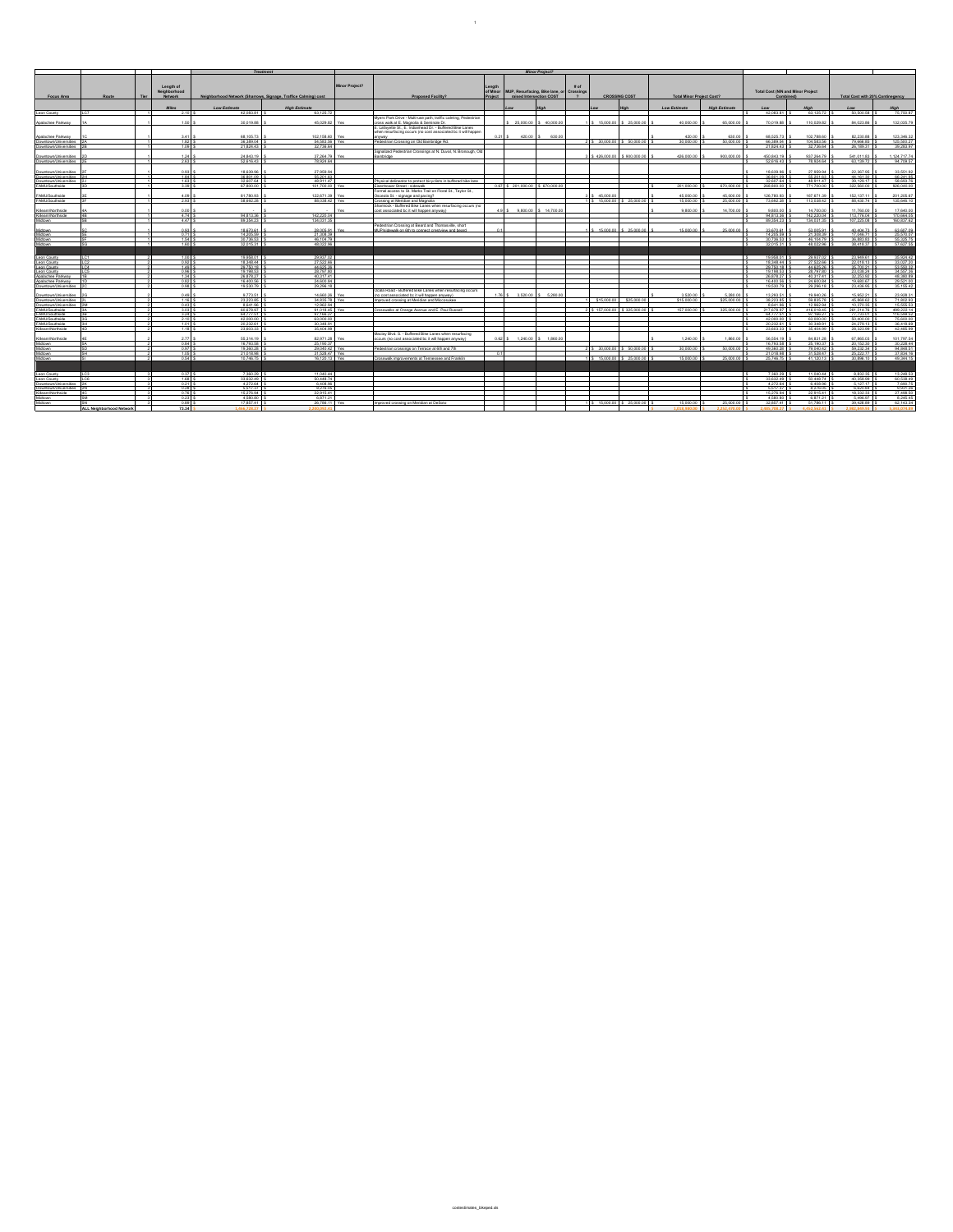| Focus Area | Route | Tier | Length of Neighborhood Network (Miles) | Neighborhood Network (Sharrows, Signage, Traffice Calming) cost – Low Estimate | High Estimate | Minor Project? | Proposed Facility? | Length of Minor Project | MUP, Resurfacing, Bike lane, or mixed Intersection COST – Low | High | # of Crossings? | CROSSING COST – Low | High | Total Minor Project Cost? – Low Estimate | High Estimate | Total Cost (NN and Minor Project Combined) – Low | High | Total Cost with 20% Contingency – Low | High |
|---|---|---|---|---|---|---|---|---|---|---|---|---|---|---|---|---|---|---|---|
| Leon County | LC7 | 1 | 2.10 | $ 42,083.81 | $ 63,125.72 | | | | | | | | | | | $ 42,083.81 | $ 63,125.72 | $ 50,500.58 | $ 75,750.87 |
| Apalachee Parkway | 1A | 1 | 1.50 | $ 30,019.88 | $ 45,029.82 | Yes | Myers Park Drive - Multi-use path, traffic calming, Pedestrian cross walk at E. Magnolia & Seminole Dr | | $ 25,000.00 | $ 40,000.00 | 1 | $ 15,000.00 | $ 25,000.00 | $ 40,000.00 | $ 65,000.00 | $ 70,019.88 | $ 110,029.82 | $ 84,023.86 | $ 132,035.79 |
| Apalachee Parkway | 1C | 1 | 3.41 | $ 68,105.73 | $ 102,158.60 | Yes | E. Lafayette St., S. Indianhead Dr. - Buffered Bike Lanes when resurfacing occurs (no cost associated bc it will happen anyway) | 0.21 | $ 420.00 | $ 630.00 | | | | $ 420.00 | $ 630.00 | $ 68,525.73 | $ 102,788.60 | $ 82,230.88 | $ 123,346.32 |
| Downtown/Universities | 2A | 1 | 1.82 | $ 36,389.04 | $ 54,583.56 | Yes | Pedestrian Crossing on Old Bainbridge Rd. | | | | 2 | $ 30,000.00 | $ 50,000.00 | $ 30,000.00 | $ 50,000.00 | $ 66,389.04 | $ 104,583.56 | $ 79,666.85 | $ 125,500.27 |
| Downtown/Universities | 2B | 1 | 1.09 | $ 21,824.43 | $ 32,736.64 | | | | | | | | | | | $ 21,824.43 | $ 32,736.64 | $ 26,189.31 | $ 39,283.97 |
| Downtown/Universities | 2D | 1 | 1.24 | $ 24,843.19 | $ 37,264.79 | Yes | Signalized Pedestrian Crossings at N. Duval, N. Bronough, Old Bainbridge | | | | 3 | $ 426,000.00 | $ 900,000.00 | $ 426,000.00 | $ 900,000.00 | $ 450,843.19 | $ 937,264.79 | $ 541,011.83 | $ 1,124,717.74 |
| Downtown/Universities | 2E | 1 | 2.63 | $ 52,616.43 | $ 78,924.64 | | | | | | | | | | | $ 52,616.43 | $ 78,924.64 | $ 63,139.72 | $ 94,709.57 |
| Downtown/Universities | 2F | 1 | 0.93 | $ 18,639.96 | $ 27,959.94 | | | | | | | | | | | $ 18,639.96 | $ 27,959.94 | $ 22,367.95 | $ 33,551.93 |
| Downtown/Universities | 2H | 1 | 1.93 | $ 38,601.09 | $ 57,901.63 | | | | | | | | | | | $ 38,601.09 | $ 57,901.63 | $ 46,321.31 | $ 69,481.96 |
| Downtown/Universities | 2J | 1 | 1.63 | $ 32,607.64 | $ 48,911.47 | | | | | | | | | | | $ 32,607.64 | $ 48,911.47 | $ 39,129.17 | $ 58,693.76 |
| FAMU/Southside | 3D | 1 | 3.39 | $ 67,800.00 | $ 101,700.00 | Yes | Eisenhower Street - sidewalk | 0.67 | $ 201,000.00 | $ 670,000.00 | | | | $ 201,000.00 | $ 670,000.00 | $ 268,800.00 | $ 771,700.00 | $ 322,560.00 | $ 926,040.00 |
| FAMU/Southside | 3E | 1 | 4.09 | $ 81,780.93 | $ 122,671.39 | Yes | Formal access to St. Marks Trail on Floral St., Taylor St., Osceola St. - signage and paving? | | | | 3 | $ 45,000.00 | | $ 45,000.00 | $ 45,000.00 | $ 126,780.93 | $ 167,671.39 | $ 152,137.11 | $ 201,205.67 |
| FAMU/Southside | 3F | 1 | 2.93 | $ 58,692.28 | $ 88,038.42 | Yes | Crossing at Meridian and Magnolia | | | | 1 | $ 15,000.00 | $ 25,000.00 | $ 15,000.00 | $ 25,000.00 | $ 73,692.28 | $ 113,038.42 | $ 88,430.74 | $ 135,646.10 |
| Killearn/Northside | 4A | 1 | 0.00 | $ - | $ - | Yes | Silverlook - Buffered Bike Lanes when resurfacing occurs (no cost associated bc it will happen anyway) | 4.9 | $ 9,800.00 | $ 14,700.00 | | | | $ 9,800.00 | $ 14,700.00 | $ 9,800.00 | $ 14,700.00 | $ 11,760.00 | $ 17,640.00 |
| Killearn/Northside | 4B | 1 | 4.74 | $ 94,813.36 | $ 142,220.04 | | | | | | | | | | | $ 94,813.36 | $ 142,220.04 | $ 113,776.04 | $ 170,664.05 |
| Midtown | 5B | 1 | 4.47 | $ 89,354.23 | $ 134,031.35 | | | | | | | | | | | $ 89,354.23 | $ 134,031.35 | $ 107,225.08 | $ 160,837.62 |
| Midtown | 5C | 1 | 0.93 | $ 18,670.61 | $ 28,005.91 | Yes | Pedestrian Crossing at Beard and Thomasville, short MUP/sidewalk on 6th to connect crestview and beard | 0.1 | | | 1 | $ 15,000.00 | $ 25,000.00 | $ 15,000.00 | $ 25,000.00 | $ 33,670.61 | $ 53,005.91 | $ 40,404.73 | $ 63,607.09 |
| Midtown | 5E | 1 | 0.71 | $ 14,205.59 | $ 21,308.39 | | | | | | | | | | | $ 14,205.59 | $ 21,308.39 | $ 17,046.71 | $ 25,570.07 |
| Midtown | 5F | 1 | 1.54 | $ 30,736.53 | $ 46,104.79 | | | | | | | | | | | $ 30,736.53 | $ 46,104.79 | $ 36,883.83 | $ 55,325.75 |
| Midtown | 5G | 1 | 1.60 | $ 32,015.31 | $ 48,022.96 | | | | | | | | | | | $ 32,015.31 | $ 48,022.96 | $ 38,418.37 | $ 57,627.55 |
| Leon County | LC1 | 2 | 1.00 | $ 19,958.01 | $ 29,937.02 | | | | | | | | | | | $ 19,958.01 | $ 29,937.02 | $ 23,949.61 | $ 35,924.42 |
| Leon County | LC2 | 2 | 0.92 | $ 18,348.44 | $ 27,522.66 | | | | | | | | | | | $ 18,348.44 | $ 27,522.66 | $ 22,018.13 | $ 33,027.20 |
| Leon County | LC4 | 2 | 1.48 | $ 29,750.18 | $ 44,625.28 | | | | | | | | | | | $ 29,750.18 | $ 44,625.28 | $ 35,700.21 | $ 53,550.33 |
| Leon County | LC5 | 2 | 0.96 | $ 19,198.53 | $ 28,797.80 | | | | | | | | | | | $ 19,198.53 | $ 28,797.80 | $ 23,038.24 | $ 34,557.36 |
| Apalachee Parkway | 1B | 2 | 1.34 | $ 26,878.27 | $ 40,317.41 | | | | | | | | | | | $ 26,878.27 | $ 40,317.41 | $ 32,253.92 | $ 48,380.89 |
| Apalachee Parkway | 1D | 2 | 0.82 | $ 16,400.56 | $ 24,600.84 | | | | | | | | | | | $ 16,400.56 | $ 24,600.84 | $ 19,680.67 | $ 29,521.01 |
| Downtown/Universities | 2C | 2 | 0.98 | $ 19,530.79 | $ 29,296.18 | | | | | | | | | | | $ 19,530.79 | $ 29,296.18 | $ 23,436.95 | $ 35,155.42 |
| Downtown/Universities | 2G | 2 | 0.49 | $ 9,773.51 | $ 14,660.26 | Yes | Ocala Road - Buffered Bike Lanes when resurfacing occurs (no cost associated bc it will happen anyway) | 1.76 | $ 3,520.00 | $ 5,280.00 | | | | $ 3,520.00 | $ 5,280.00 | $ 13,293.51 | $ 19,940.26 | $ 15,952.21 | $ 23,928.31 |
| Downtown/Universities | 2L | 2 | 1.16 | $ 23,223.85 | $ 34,835.78 | Yes | Improved crossing at Meridian and Miccosukee | | | | 1 | $15,000.00 | $25,000.00 | $15,000.00 | $25,000.00 | $ 38,223.85 | $ 59,835.78 | $ 45,868.62 | $ 71,802.93 |
| Downtown/Universities | 2M | 2 | 0.43 | $ 8,641.96 | $ 12,962.94 | | | | | | | | | | | $ 8,641.96 | $ 12,962.94 | $ 10,370.35 | $ 15,555.53 |
| FAMU/Southside | 3A | 2 | 3.03 | $ 60,670.97 | $ 91,006.45 | Yes | Crosswalks at Orange Avenue and S. Paul Russell | | | | 2 | $ 157,000.00 | $ 325,000.00 | $ 157,000.00 | $ 325,000.00 | $ 217,670.97 | $ 416,006.45 | $ 261,205.16 | $ 499,207.74 |
| FAMU/Southside | 3B | 2 | 3.24 | $ 64,777.57 | $ 97,166.36 | | | | | | | | | | | $ 64,777.57 | $ 97,166.36 | $ 77,733.08 | $ 116,599.63 |
| FAMU/Southside | 3G | 2 | 2.10 | $ 42,000.00 | $ 63,000.00 | | | | | | | | | | | $ 42,000.00 | $ 63,000.00 | $ 50,400.00 | $ 75,600.00 |
| FAMU/Southside | 3H | 2 | 1.01 | $ 20,232.61 | $ 30,348.91 | | | | | | | | | | | $ 20,232.61 | $ 30,348.91 | $ 24,279.13 | $ 36,418.69 |
| Killearn/Northside | 4D | 2 | 1.18 | $ 23,603.33 | $ 35,404.99 | | | | | | | | | | | $ 23,603.33 | $ 35,404.99 | $ 28,323.99 | $ 42,485.99 |
| Killearn/Northside | 4E | 2 | 2.77 | $ 55,314.19 | $ 82,971.28 | Yes | Maclay Blvd. S. - Buffered Bike Lanes when resurfacing occurs (no cost associated bc it will happen anyway) | 0.62 | $ 1,240.00 | $ 1,860.00 | | | | $ 1,240.00 | $ 1,860.00 | $ 56,554.19 | $ 84,831.28 | $ 67,865.03 | $ 101,797.54 |
| Midtown | 5A | 2 | 0.84 | $ 16,793.58 | $ 25,190.37 | | | | | | | | | | | $ 16,793.58 | $ 25,190.37 | $ 20,152.30 | $ 30,228.44 |
| Midtown | 5D | 2 | 0.97 | $ 19,360.28 | $ 29,040.42 | Yes | Pedestrian crossings on Terrace at 6th and 7th | | | | 2 | $ 30,000.00 | $ 50,000.00 | $ 30,000.00 | $ 50,000.00 | $ 49,360.28 | $ 79,040.42 | $ 59,232.34 | $ 94,848.51 |
| Midtown | 5H | 2 | 1.05 | $ 21,018.98 | $ 31,528.47 | | | 0.1 | | | | | | | | $ 21,018.98 | $ 31,528.47 | $ 25,222.77 | $ 37,834.16 |
| Midtown | 5I | 2 | 0.54 | $ 10,746.75 | $ 16,120.13 | | Crosswalk improvements at Tennessee and Franklin | | | | 1 | $ 15,000.00 | $ 25,000.00 | $ 15,000.00 | $ 25,000.00 | $ 25,746.75 | $ 41,120.13 | $ 30,896.10 | $ 49,344.15 |
| Leon County | LC3 | 3 | 0.37 | $ 7,360.29 | $ 11,040.44 | | | | | | | | | | | $ 7,360.29 | $ 11,040.44 | $ 8,832.35 | $ 13,248.53 |
| Leon County | LC6 | 3 | 1.68 | $ 33,632.49 | $ 50,448.74 | | | | | | | | | | | $ 33,632.49 | $ 50,448.74 | $ 40,358.99 | $ 60,538.49 |
| Downtown/Universities | 2K | 3 | 0.21 | $ 4,272.64 | $ 6,408.96 | | | | | | | | | | | $ 4,272.64 | $ 6,408.96 | $ 5,127.17 | $ 7,690.75 |
| Downtown/Universities | 2N | 3 | 0.28 | $ 5,517.37 | $ 8,276.05 | | | | | | | | | | | $ 5,517.37 | $ 8,276.05 | $ 6,620.84 | $ 9,931.26 |
| Killearn/Northside | 4C | 3 | 0.76 | $ 15,276.94 | $ 22,915.41 | | | | | | | | | | | $ 15,276.94 | $ 22,915.41 | $ 18,332.33 | $ 27,498.50 |
| Midtown | 5M | 3 | 0.23 | $ 4,580.80 | $ 6,871.21 | | | | | | | | | | | $ 4,580.80 | $ 6,871.21 | $ 5,496.97 | $ 8,245.45 |
| Midtown | 5N | 3 | 0.89 | $ 17,857.41 | $ 26,786.11 | Yes | Improved crossing on Meridian at DeSoto | | | | 1 | $ 15,000.00 | $ 25,000.00 | $ 15,000.00 | $ 25,000.00 | $ 32,857.41 | $ 51,786.11 | $ 39,428.89 | $ 62,143.34 |
| | ALL Neighborhood Network | | 73.34 | $ 1,466,726.57 | $ 2,200,089.86 | | | | | | | | | $ 1,038,980.00 | $ 2,253,530.00 | $ 2,505,706.57 | $ 4,453,619.86 | $ 3,006,847.88 | $ 5,344,343.83 |